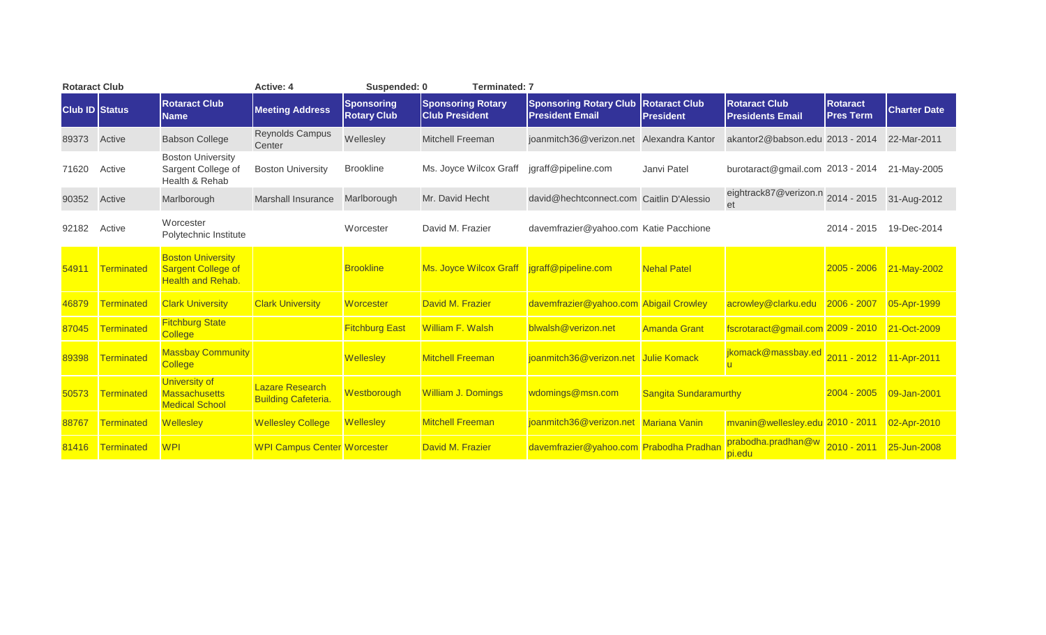**Rotaract Club** | **Active: 4** | **Suspended: 0** | **Terminated: 7**

| Club ID | Status | Rotaract Club Name | Meeting Address | Sponsoring Rotary Club | Sponsoring Rotary Club President | Sponsoring Rotary Club President Email | Rotaract Club President | Rotaract Club Presidents Email | Rotaract Pres Term | Charter Date |
|---|---|---|---|---|---|---|---|---|---|---|
| 89373 | Active | Babson College | Reynolds Campus Center | Wellesley | Mitchell Freeman | joanmitch36@verizon.net | Alexandra Kantor | akantor2@babson.edu | 2013 - 2014 | 22-Mar-2011 |
| 71620 | Active | Boston University Sargent College of Health & Rehab | Boston University | Brookline | Ms. Joyce Wilcox Graff | jgraff@pipeline.com | Janvi Patel | burotaract@gmail.com | 2013 - 2014 | 21-May-2005 |
| 90352 | Active | Marlborough | Marshall Insurance | Marlborough | Mr. David Hecht | david@hechtconnect.com | Caitlin D'Alessio | eightrack87@verizon.net | 2014 - 2015 | 31-Aug-2012 |
| 92182 | Active | Worcester Polytechnic Institute | | Worcester | David M. Frazier | davemfrazier@yahoo.com | Katie Pacchione | | 2014 - 2015 | 19-Dec-2014 |
| 54911 | Terminated | Boston University Sargent College of Health and Rehab. | | Brookline | Ms. Joyce Wilcox Graff | jgraff@pipeline.com | Nehal Patel | | 2005 - 2006 | 21-May-2002 |
| 46879 | Terminated | Clark University | Clark University | Worcester | David M. Frazier | davemfrazier@yahoo.com | Abigail Crowley | acrowley@clarku.edu | 2006 - 2007 | 05-Apr-1999 |
| 87045 | Terminated | Fitchburg State College | | Fitchburg East | William F. Walsh | blwalsh@verizon.net | Amanda Grant | fscrotaract@gmail.com | 2009 - 2010 | 21-Oct-2009 |
| 89398 | Terminated | Massbay Community College | | Wellesley | Mitchell Freeman | joanmitch36@verizon.net | Julie Komack | jkomack@massbay.edu | 2011 - 2012 | 11-Apr-2011 |
| 50573 | Terminated | University of Massachusetts Medical School | Lazare Research Building Cafeteria. | Westborough | William J. Domings | wdomings@msn.com | Sangita Sundaramurthy | | 2004 - 2005 | 09-Jan-2001 |
| 88767 | Terminated | Wellesley | Wellesley College | Wellesley | Mitchell Freeman | joanmitch36@verizon.net | Mariana Vanin | mvanin@wellesley.edu | 2010 - 2011 | 02-Apr-2010 |
| 81416 | Terminated | WPI | WPI Campus Center | Worcester | David M. Frazier | davemfrazier@yahoo.com | Prabodha Pradhan | prabodha.pradhan@wpi.edu | 2010 - 2011 | 25-Jun-2008 |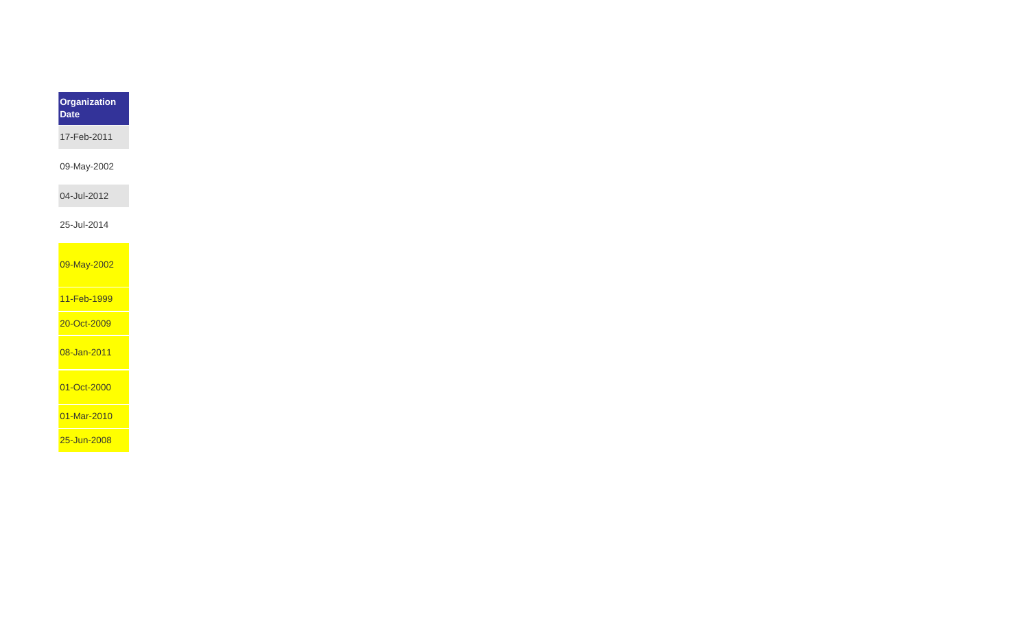| Organization Date |
| --- |
| 17-Feb-2011 |
| 09-May-2002 |
| 04-Jul-2012 |
| 25-Jul-2014 |
| 09-May-2002 |
| 11-Feb-1999 |
| 20-Oct-2009 |
| 08-Jan-2011 |
| 01-Oct-2000 |
| 01-Mar-2010 |
| 25-Jun-2008 |